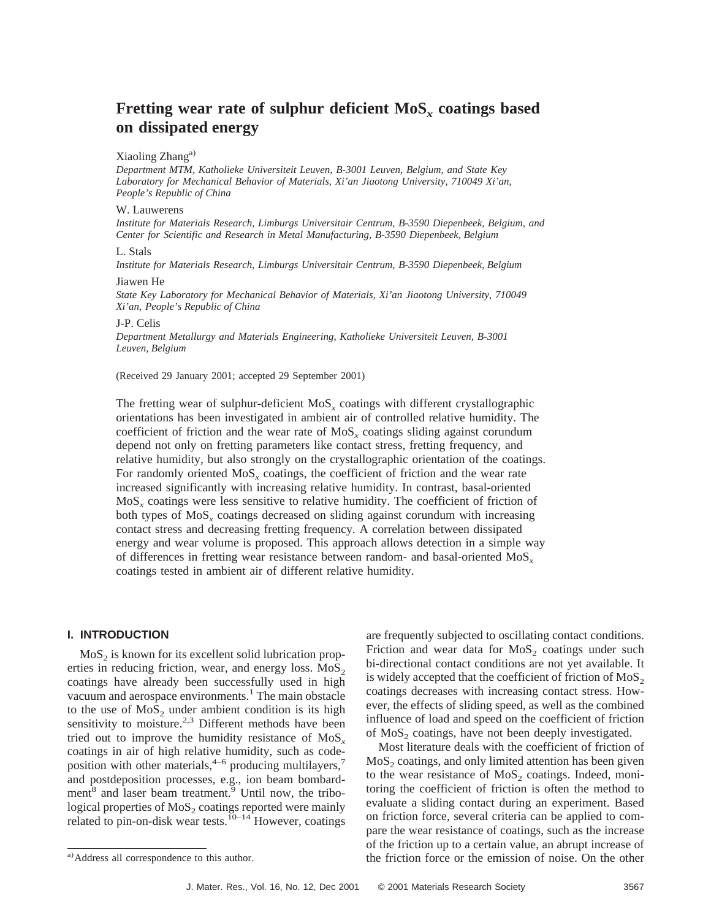# Fretting wear rate of sulphur deficient $MoS_x$ coatings based on dissipated energy

Xiaoling Zhang[a)]

*Department MTM, Katholieke Universiteit Leuven, B-3001 Leuven, Belgium, and State Key Laboratory for Mechanical Behavior of Materials, Xi'an Jiaotong University, 710049 Xi'an, People's Republic of China*

W. Lauwerens

*Institute for Materials Research, Limburgs Universitair Centrum, B-3590 Diepenbeek, Belgium, and Center for Scientific and Research in Metal Manufacturing, B-3590 Diepenbeek, Belgium*

L. Stals

*Institute for Materials Research, Limburgs Universitair Centrum, B-3590 Diepenbeek, Belgium*

Jiawen He

*State Key Laboratory for Mechanical Behavior of Materials, Xi'an Jiaotong University, 710049 Xi'an, People's Republic of China*

J-P. Celis

*Department Metallurgy and Materials Engineering, Katholieke Universiteit Leuven, B-3001 Leuven, Belgium*

(Received 29 January 2001; accepted 29 September 2001)

The fretting wear of sulphur-deficient $MoS_x$ coatings with different crystallographic orientations has been investigated in ambient air of controlled relative humidity. The coefficient of friction and the wear rate of $MoS_x$ coatings sliding against corundum depend not only on fretting parameters like contact stress, fretting frequency, and relative humidity, but also strongly on the crystallographic orientation of the coatings. For randomly oriented $MoS_x$ coatings, the coefficient of friction and the wear rate increased significantly with increasing relative humidity. In contrast, basal-oriented $MoS_x$ coatings were less sensitive to relative humidity. The coefficient of friction of both types of $MoS_x$ coatings decreased on sliding against corundum with increasing contact stress and decreasing fretting frequency. A correlation between dissipated energy and wear volume is proposed. This approach allows detection in a simple way of differences in fretting wear resistance between random- and basal-oriented $MoS_x$ coatings tested in ambient air of different relative humidity.

## I. INTRODUCTION

$MoS_2$ is known for its excellent solid lubrication properties in reducing friction, wear, and energy loss. $MoS_2$ coatings have already been successfully used in high vacuum and aerospace environments.[1] The main obstacle to the use of $MoS_2$ under ambient condition is its high sensitivity to moisture.[2,3] Different methods have been tried out to improve the humidity resistance of $MoS_x$ coatings in air of high relative humidity, such as codeposition with other materials,[4–6] producing multilayers,[7] and postdeposition processes, e.g., ion beam bombardment[8] and laser beam treatment.[9] Until now, the tribological properties of $MoS_2$ coatings reported were mainly related to pin-on-disk wear tests.[10–14] However, coatings are frequently subjected to oscillating contact conditions. Friction and wear data for $MoS_2$ coatings under such bi-directional contact conditions are not yet available. It is widely accepted that the coefficient of friction of $MoS_2$ coatings decreases with increasing contact stress. However, the effects of sliding speed, as well as the combined influence of load and speed on the coefficient of friction of $MoS_2$ coatings, have not been deeply investigated.

Most literature deals with the coefficient of friction of $MoS_2$ coatings, and only limited attention has been given to the wear resistance of $MoS_2$ coatings. Indeed, monitoring the coefficient of friction is often the method to evaluate a sliding contact during an experiment. Based on friction force, several criteria can be applied to compare the wear resistance of coatings, such as the increase of the friction up to a certain value, an abrupt increase of the friction force or the emission of noise. On the other

[a)]Address all correspondence to this author.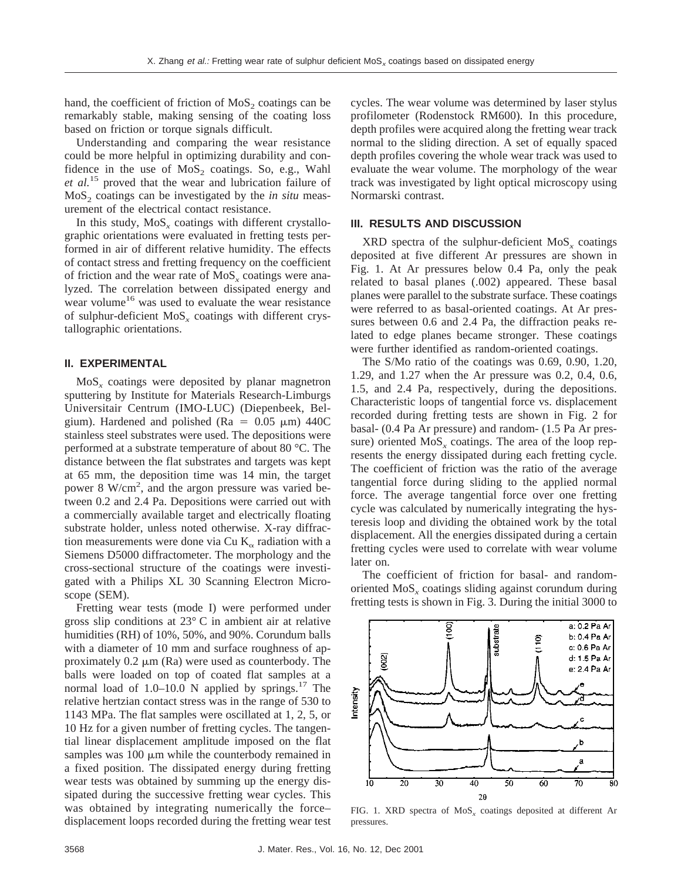hand, the coefficient of friction of $MoS_2$ coatings can be remarkably stable, making sensing of the coating loss based on friction or torque signals difficult.

Understanding and comparing the wear resistance could be more helpful in optimizing durability and confidence in the use of $MoS_2$ coatings. So, e.g., Wahl *et al.*[15] proved that the wear and lubrication failure of $MoS_2$ coatings can be investigated by the *in situ* measurement of the electrical contact resistance.

In this study, $MoS_x$ coatings with different crystallographic orientations were evaluated in fretting tests performed in air of different relative humidity. The effects of contact stress and fretting frequency on the coefficient of friction and the wear rate of $MoS_x$ coatings were analyzed. The correlation between dissipated energy and wear volume[16] was used to evaluate the wear resistance of sulphur-deficient $MoS_x$ coatings with different crystallographic orientations.

## II. EXPERIMENTAL

$MoS_x$ coatings were deposited by planar magnetron sputtering by Institute for Materials Research-Limburgs Universitair Centrum (IMO-LUC) (Diepenbeek, Belgium). Hardened and polished (Ra = 0.05 μm) 440C stainless steel substrates were used. The depositions were performed at a substrate temperature of about 80 °C. The distance between the flat substrates and targets was kept at 65 mm, the deposition time was 14 min, the target power 8 W/cm$^2$, and the argon pressure was varied between 0.2 and 2.4 Pa. Depositions were carried out with a commercially available target and electrically floating substrate holder, unless noted otherwise. X-ray diffraction measurements were done via Cu $K_\alpha$ radiation with a Siemens D5000 diffractometer. The morphology and the cross-sectional structure of the coatings were investigated with a Philips XL 30 Scanning Electron Microscope (SEM).

Fretting wear tests (mode I) were performed under gross slip conditions at 23° C in ambient air at relative humidities (RH) of 10%, 50%, and 90%. Corundum balls with a diameter of 10 mm and surface roughness of approximately 0.2 μm (Ra) were used as counterbody. The balls were loaded on top of coated flat samples at a normal load of 1.0–10.0 N applied by springs.[17] The relative hertzian contact stress was in the range of 530 to 1143 MPa. The flat samples were oscillated at 1, 2, 5, or 10 Hz for a given number of fretting cycles. The tangential linear displacement amplitude imposed on the flat samples was 100 μm while the counterbody remained in a fixed position. The dissipated energy during fretting wear tests was obtained by summing up the energy dissipated during the successive fretting wear cycles. This was obtained by integrating numerically the force–displacement loops recorded during the fretting wear test cycles. The wear volume was determined by laser stylus profilometer (Rodenstock RM600). In this procedure, depth profiles were acquired along the fretting wear track normal to the sliding direction. A set of equally spaced depth profiles covering the whole wear track was used to evaluate the wear volume. The morphology of the wear track was investigated by light optical microscopy using Normarski contrast.

## III. RESULTS AND DISCUSSION

XRD spectra of the sulphur-deficient $MoS_x$ coatings deposited at five different Ar pressures are shown in Fig. 1. At Ar pressures below 0.4 Pa, only the peak related to basal planes (.002) appeared. These basal planes were parallel to the substrate surface. These coatings were referred to as basal-oriented coatings. At Ar pressures between 0.6 and 2.4 Pa, the diffraction peaks related to edge planes became stronger. These coatings were further identified as random-oriented coatings.

The S/Mo ratio of the coatings was 0.69, 0.90, 1.20, 1.29, and 1.27 when the Ar pressure was 0.2, 0.4, 0.6, 1.5, and 2.4 Pa, respectively, during the depositions. Characteristic loops of tangential force vs. displacement recorded during fretting tests are shown in Fig. 2 for basal- (0.4 Pa Ar pressure) and random- (1.5 Pa Ar pressure) oriented $MoS_x$ coatings. The area of the loop represents the energy dissipated during each fretting cycle. The coefficient of friction was the ratio of the average tangential force during sliding to the applied normal force. The average tangential force over one fretting cycle was calculated by numerically integrating the hysteresis loop and dividing the obtained work by the total displacement. All the energies dissipated during a certain fretting cycles were used to correlate with wear volume later on.

The coefficient of friction for basal- and random-oriented $MoS_x$ coatings sliding against corundum during fretting tests is shown in Fig. 3. During the initial 3000 to

FIG. 1. XRD spectra of $MoS_x$ coatings deposited at different Ar pressures.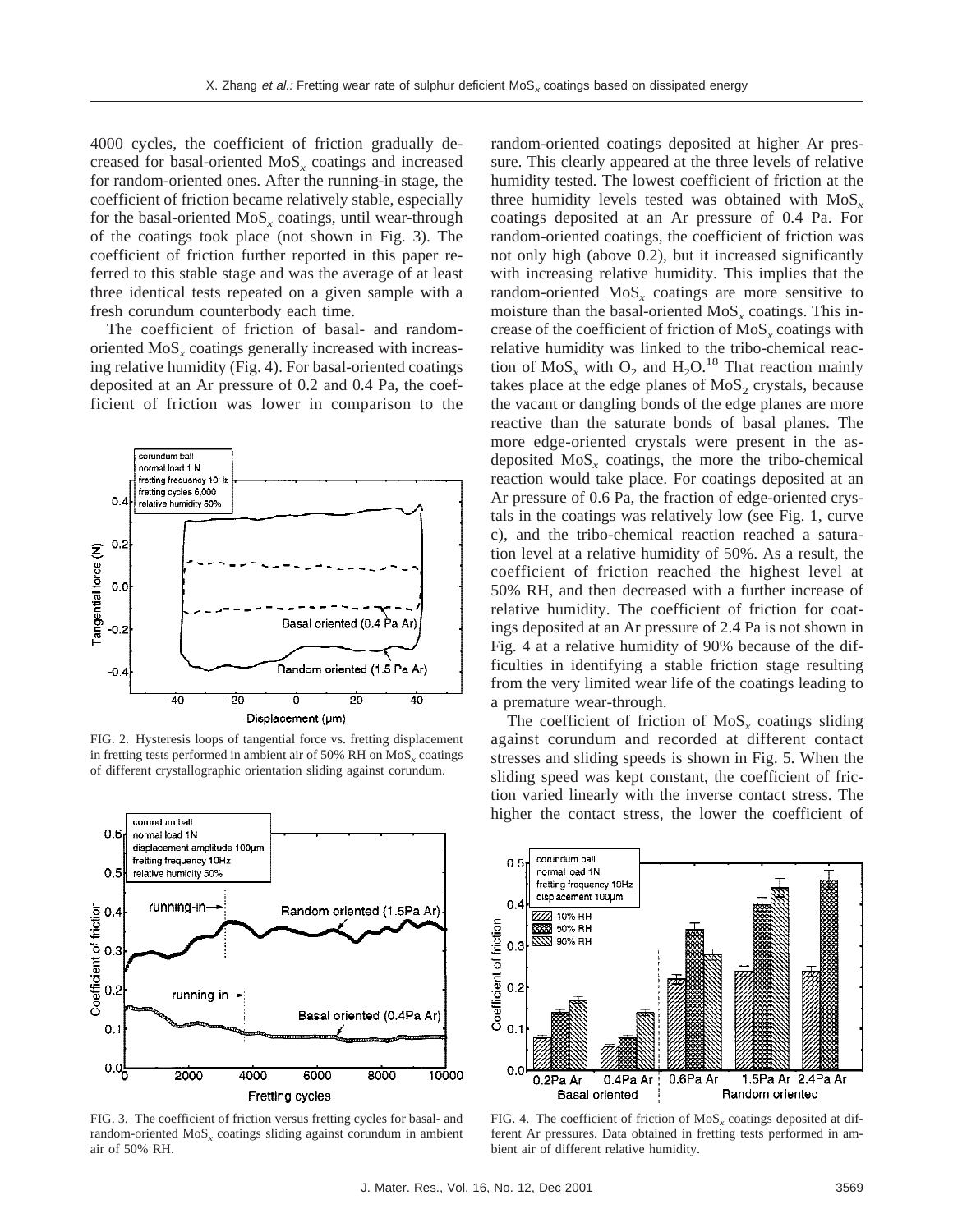4000 cycles, the coefficient of friction gradually decreased for basal-oriented $MoS_x$ coatings and increased for random-oriented ones. After the running-in stage, the coefficient of friction became relatively stable, especially for the basal-oriented $MoS_x$ coatings, until wear-through of the coatings took place (not shown in Fig. 3). The coefficient of friction further reported in this paper referred to this stable stage and was the average of at least three identical tests repeated on a given sample with a fresh corundum counterbody each time.

The coefficient of friction of basal- and random-oriented $MoS_x$ coatings generally increased with increasing relative humidity (Fig. 4). For basal-oriented coatings deposited at an Ar pressure of 0.2 and 0.4 Pa, the coefficient of friction was lower in comparison to the random-oriented coatings deposited at higher Ar pressure. This clearly appeared at the three levels of relative humidity tested. The lowest coefficient of friction at the three humidity levels tested was obtained with $MoS_x$ coatings deposited at an Ar pressure of 0.4 Pa. For random-oriented coatings, the coefficient of friction was not only high (above 0.2), but it increased significantly with increasing relative humidity. This implies that the random-oriented $MoS_x$ coatings are more sensitive to moisture than the basal-oriented $MoS_x$ coatings. This increase of the coefficient of friction of $MoS_x$ coatings with relative humidity was linked to the tribo-chemical reaction of $MoS_x$ with $O_2$ and $H_2O$.[18] That reaction mainly takes place at the edge planes of $MoS_2$ crystals, because the vacant or dangling bonds of the edge planes are more reactive than the saturate bonds of basal planes. The more edge-oriented crystals were present in the as-deposited $MoS_x$ coatings, the more the tribo-chemical reaction would take place. For coatings deposited at an Ar pressure of 0.6 Pa, the fraction of edge-oriented crystals in the coatings was relatively low (see Fig. 1, curve c), and the tribo-chemical reaction reached a saturation level at a relative humidity of 50%. As a result, the coefficient of friction reached the highest level at 50% RH, and then decreased with a further increase of relative humidity. The coefficient of friction for coatings deposited at an Ar pressure of 2.4 Pa is not shown in Fig. 4 at a relative humidity of 90% because of the difficulties in identifying a stable friction stage resulting from the very limited wear life of the coatings leading to a premature wear-through.

The coefficient of friction of $MoS_x$ coatings sliding against corundum and recorded at different contact stresses and sliding speeds is shown in Fig. 5. When the sliding speed was kept constant, the coefficient of friction varied linearly with the inverse contact stress. The higher the contact stress, the lower the coefficient of

FIG. 2. Hysteresis loops of tangential force vs. fretting displacement in fretting tests performed in ambient air of 50% RH on $MoS_x$ coatings of different crystallographic orientation sliding against corundum.

FIG. 3. The coefficient of friction versus fretting cycles for basal- and random-oriented $MoS_x$ coatings sliding against corundum in ambient air of 50% RH.

FIG. 4. The coefficient of friction of $MoS_x$ coatings deposited at different Ar pressures. Data obtained in fretting tests performed in ambient air of different relative humidity.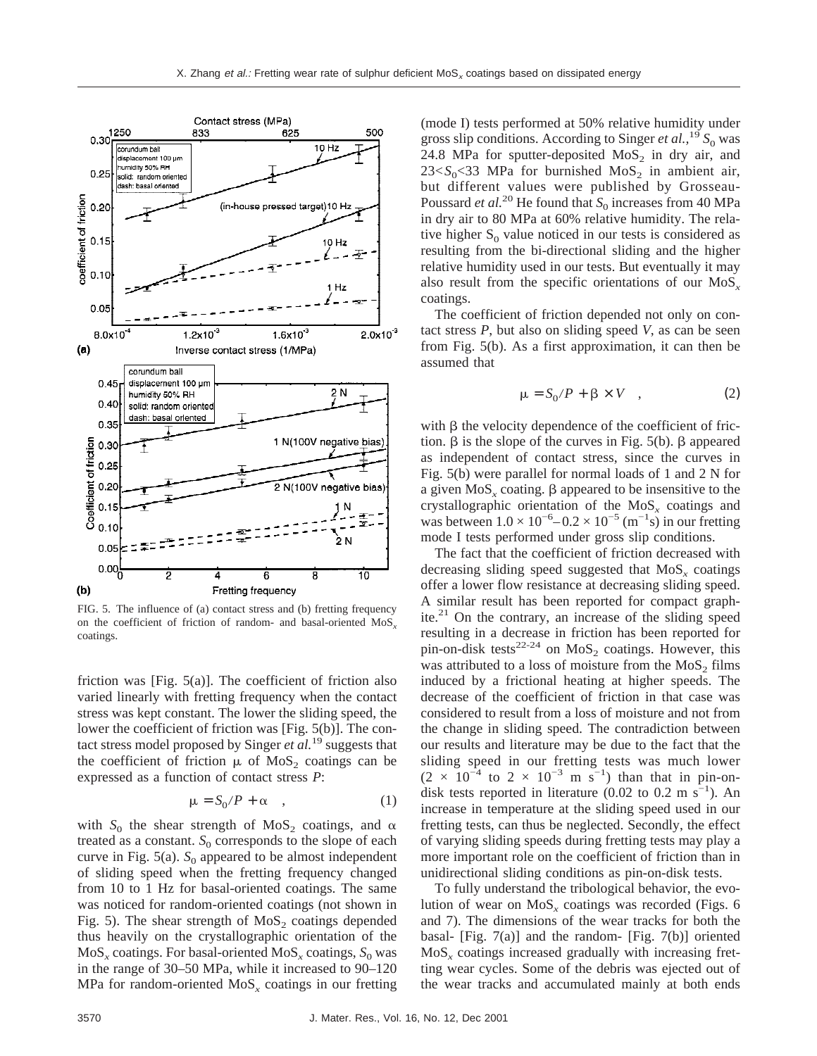FIG. 5. The influence of (a) contact stress and (b) fretting frequency on the coefficient of friction of random- and basal-oriented $MoS_x$ coatings.

friction was [Fig. 5(a)]. The coefficient of friction also varied linearly with fretting frequency when the contact stress was kept constant. The lower the sliding speed, the lower the coefficient of friction was [Fig. 5(b)]. The contact stress model proposed by Singer *et al.*[19] suggests that the coefficient of friction $\mu$ of $MoS_2$ coatings can be expressed as a function of contact stress $P$:

$$\mu = S_0/P + \alpha \quad , \tag{1}$$

with $S_0$ the shear strength of $MoS_2$ coatings, and $\alpha$ treated as a constant. $S_0$ corresponds to the slope of each curve in Fig. 5(a). $S_0$ appeared to be almost independent of sliding speed when the fretting frequency changed from 10 to 1 Hz for basal-oriented coatings. The same was noticed for random-oriented coatings (not shown in Fig. 5). The shear strength of $MoS_2$ coatings depended thus heavily on the crystallographic orientation of the $MoS_x$ coatings. For basal-oriented $MoS_x$ coatings, $S_0$ was in the range of 30–50 MPa, while it increased to 90–120 MPa for random-oriented $MoS_x$ coatings in our fretting (mode I) tests performed at 50% relative humidity under gross slip conditions. According to Singer *et al.*,[19] $S_0$ was 24.8 MPa for sputter-deposited $MoS_2$ in dry air, and $23 < S_0 < 33$ MPa for burnished $MoS_2$ in ambient air, but different values were published by Grosseau-Poussard *et al.*[20] He found that $S_0$ increases from 40 MPa in dry air to 80 MPa at 60% relative humidity. The relative higher $S_0$ value noticed in our tests is considered as resulting from the bi-directional sliding and the higher relative humidity used in our tests. But eventually it may also result from the specific orientations of our $MoS_x$ coatings.

The coefficient of friction depended not only on contact stress $P$, but also on sliding speed $V$, as can be seen from Fig. 5(b). As a first approximation, it can then be assumed that

$$\mu = S_0/P + \beta \times V \quad , \tag{2}$$

with $\beta$ the velocity dependence of the coefficient of friction. $\beta$ is the slope of the curves in Fig. 5(b). $\beta$ appeared as independent of contact stress, since the curves in Fig. 5(b) were parallel for normal loads of 1 and 2 N for a given $MoS_x$ coating. $\beta$ appeared to be insensitive to the crystallographic orientation of the $MoS_x$ coatings and was between $1.0 \times 10^{-6}$–$0.2 \times 10^{-5}$ ($m^{-1}s$) in our fretting mode I tests performed under gross slip conditions.

The fact that the coefficient of friction decreased with decreasing sliding speed suggested that $MoS_x$ coatings offer a lower flow resistance at decreasing sliding speed. A similar result has been reported for compact graphite.[21] On the contrary, an increase of the sliding speed resulting in a decrease in friction has been reported for pin-on-disk tests[22-24] on $MoS_2$ coatings. However, this was attributed to a loss of moisture from the $MoS_2$ films induced by a frictional heating at higher speeds. The decrease of the coefficient of friction in that case was considered to result from a loss of moisture and not from the change in sliding speed. The contradiction between our results and literature may be due to the fact that the sliding speed in our fretting tests was much lower ($2 \times 10^{-4}$ to $2 \times 10^{-3}$ m $s^{-1}$) than that in pin-on-disk tests reported in literature (0.02 to 0.2 m $s^{-1}$). An increase in temperature at the sliding speed used in our fretting tests, can thus be neglected. Secondly, the effect of varying sliding speeds during fretting tests may play a more important role on the coefficient of friction than in unidirectional sliding conditions as pin-on-disk tests.

To fully understand the tribological behavior, the evolution of wear on $MoS_x$ coatings was recorded (Figs. 6 and 7). The dimensions of the wear tracks for both the basal- [Fig. 7(a)] and the random- [Fig. 7(b)] oriented $MoS_x$ coatings increased gradually with increasing fretting wear cycles. Some of the debris was ejected out of the wear tracks and accumulated mainly at both ends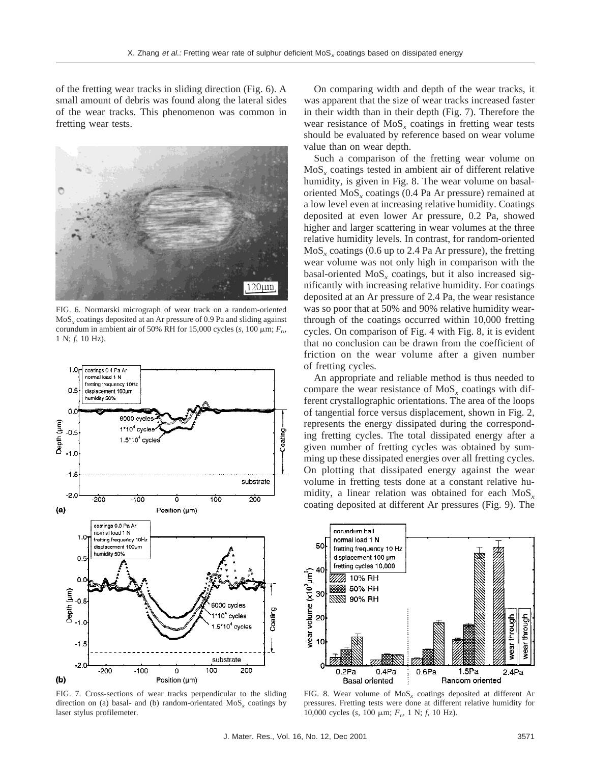of the fretting wear tracks in sliding direction (Fig. 6). A small amount of debris was found along the lateral sides of the wear tracks. This phenomenon was common in fretting wear tests.

FIG. 6. Normarski micrograph of wear track on a random-oriented $MoS_x$ coatings deposited at an Ar pressure of 0.9 Pa and sliding against corundum in ambient air of 50% RH for 15,000 cycles (*s*, 100 μm; $F_n$, 1 N; *f*, 10 Hz).

FIG. 7. Cross-sections of wear tracks perpendicular to the sliding direction on (a) basal- and (b) random-orientated $MoS_x$ coatings by laser stylus profilemeter.

On comparing width and depth of the wear tracks, it was apparent that the size of wear tracks increased faster in their width than in their depth (Fig. 7). Therefore the wear resistance of $MoS_x$ coatings in fretting wear tests should be evaluated by reference based on wear volume value than on wear depth.

Such a comparison of the fretting wear volume on $MoS_x$ coatings tested in ambient air of different relative humidity, is given in Fig. 8. The wear volume on basal-oriented $MoS_x$ coatings (0.4 Pa Ar pressure) remained at a low level even at increasing relative humidity. Coatings deposited at even lower Ar pressure, 0.2 Pa, showed higher and larger scattering in wear volumes at the three relative humidity levels. In contrast, for random-oriented $MoS_x$ coatings (0.6 up to 2.4 Pa Ar pressure), the fretting wear volume was not only high in comparison with the basal-oriented $MoS_x$ coatings, but it also increased significantly with increasing relative humidity. For coatings deposited at an Ar pressure of 2.4 Pa, the wear resistance was so poor that at 50% and 90% relative humidity wear-through of the coatings occurred within 10,000 fretting cycles. On comparison of Fig. 4 with Fig. 8, it is evident that no conclusion can be drawn from the coefficient of friction on the wear volume after a given number of fretting cycles.

An appropriate and reliable method is thus needed to compare the wear resistance of $MoS_x$ coatings with different crystallographic orientations. The area of the loops of tangential force versus displacement, shown in Fig. 2, represents the energy dissipated during the corresponding fretting cycles. The total dissipated energy after a given number of fretting cycles was obtained by summing up these dissipated energies over all fretting cycles. On plotting that dissipated energy against the wear volume in fretting tests done at a constant relative humidity, a linear relation was obtained for each $MoS_x$ coating deposited at different Ar pressures (Fig. 9). The

FIG. 8. Wear volume of $MoS_x$ coatings deposited at different Ar pressures. Fretting tests were done at different relative humidity for 10,000 cycles (*s*, 100 μm; $F_n$, 1 N; *f*, 10 Hz).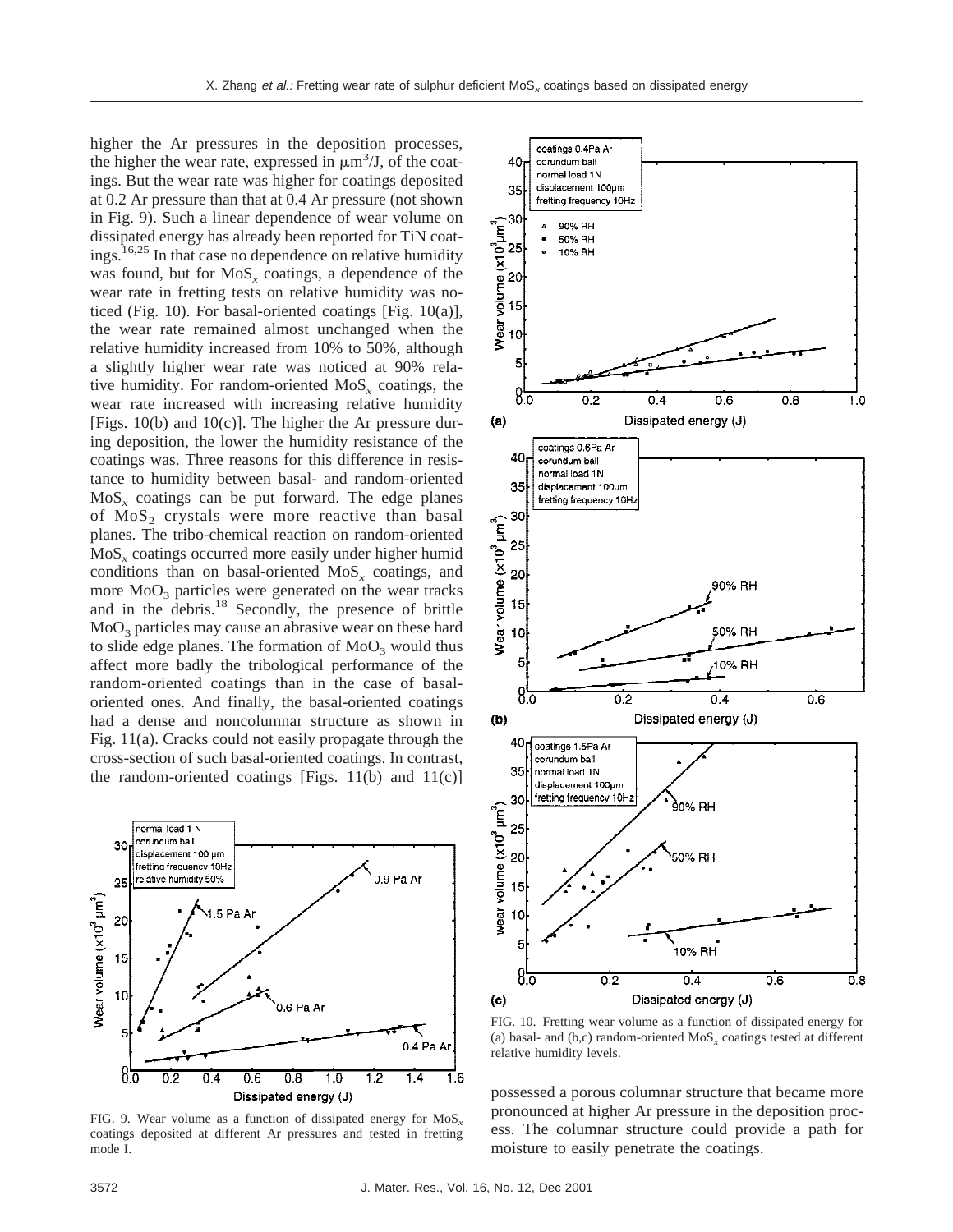higher the Ar pressures in the deposition processes, the higher the wear rate, expressed in $\mu m^3$/J, of the coatings. But the wear rate was higher for coatings deposited at 0.2 Ar pressure than that at 0.4 Ar pressure (not shown in Fig. 9). Such a linear dependence of wear volume on dissipated energy has already been reported for TiN coatings.[16,25] In that case no dependence on relative humidity was found, but for $MoS_x$ coatings, a dependence of the wear rate in fretting tests on relative humidity was noticed (Fig. 10). For basal-oriented coatings [Fig. 10(a)], the wear rate remained almost unchanged when the relative humidity increased from 10% to 50%, although a slightly higher wear rate was noticed at 90% relative humidity. For random-oriented $MoS_x$ coatings, the wear rate increased with increasing relative humidity [Figs. 10(b) and 10(c)]. The higher the Ar pressure during deposition, the lower the humidity resistance of the coatings was. Three reasons for this difference in resistance to humidity between basal- and random-oriented $MoS_x$ coatings can be put forward. The edge planes of $MoS_2$ crystals were more reactive than basal planes. The tribo-chemical reaction on random-oriented $MoS_x$ coatings occurred more easily under higher humid conditions than on basal-oriented $MoS_x$ coatings, and more $MoO_3$ particles were generated on the wear tracks and in the debris.[18] Secondly, the presence of brittle $MoO_3$ particles may cause an abrasive wear on these hard to slide edge planes. The formation of $MoO_3$ would thus affect more badly the tribological performance of the random-oriented coatings than in the case of basal-oriented ones. And finally, the basal-oriented coatings had a dense and noncolumnar structure as shown in Fig. 11(a). Cracks could not easily propagate through the cross-section of such basal-oriented coatings. In contrast, the random-oriented coatings [Figs. 11(b) and 11(c)] possessed a porous columnar structure that became more pronounced at higher Ar pressure in the deposition process. The columnar structure could provide a path for moisture to easily penetrate the coatings.

FIG. 9. Wear volume as a function of dissipated energy for $MoS_x$ coatings deposited at different Ar pressures and tested in fretting mode I.

FIG. 10. Fretting wear volume as a function of dissipated energy for (a) basal- and (b,c) random-oriented $MoS_x$ coatings tested at different relative humidity levels.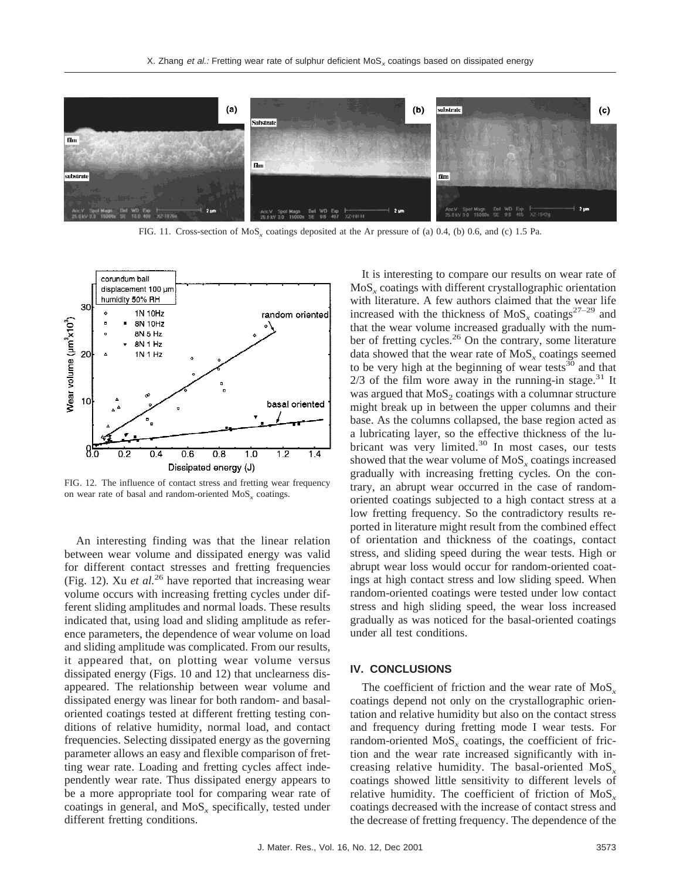FIG. 11. Cross-section of $MoS_x$ coatings deposited at the Ar pressure of (a) 0.4, (b) 0.6, and (c) 1.5 Pa.

FIG. 12. The influence of contact stress and fretting wear frequency on wear rate of basal and random-oriented $MoS_x$ coatings.

An interesting finding was that the linear relation between wear volume and dissipated energy was valid for different contact stresses and fretting frequencies (Fig. 12). Xu *et al.*[26] have reported that increasing wear volume occurs with increasing fretting cycles under different sliding amplitudes and normal loads. These results indicated that, using load and sliding amplitude as reference parameters, the dependence of wear volume on load and sliding amplitude was complicated. From our results, it appeared that, on plotting wear volume versus dissipated energy (Figs. 10 and 12) that unclearness disappeared. The relationship between wear volume and dissipated energy was linear for both random- and basal-oriented coatings tested at different fretting testing conditions of relative humidity, normal load, and contact frequencies. Selecting dissipated energy as the governing parameter allows an easy and flexible comparison of fretting wear rate. Loading and fretting cycles affect independently wear rate. Thus dissipated energy appears to be a more appropriate tool for comparing wear rate of coatings in general, and $MoS_x$ specifically, tested under different fretting conditions.

It is interesting to compare our results on wear rate of $MoS_x$ coatings with different crystallographic orientation with literature. A few authors claimed that the wear life increased with the thickness of $MoS_x$ coatings[27–29] and that the wear volume increased gradually with the number of fretting cycles.[26] On the contrary, some literature data showed that the wear rate of $MoS_x$ coatings seemed to be very high at the beginning of wear tests[30] and that 2/3 of the film wore away in the running-in stage.[31] It was argued that $MoS_2$ coatings with a columnar structure might break up in between the upper columns and their base. As the columns collapsed, the base region acted as a lubricating layer, so the effective thickness of the lubricant was very limited.[30] In most cases, our tests showed that the wear volume of $MoS_x$ coatings increased gradually with increasing fretting cycles. On the contrary, an abrupt wear occurred in the case of random-oriented coatings subjected to a high contact stress at a low fretting frequency. So the contradictory results reported in literature might result from the combined effect of orientation and thickness of the coatings, contact stress, and sliding speed during the wear tests. High or abrupt wear loss would occur for random-oriented coatings at high contact stress and low sliding speed. When random-oriented coatings were tested under low contact stress and high sliding speed, the wear loss increased gradually as was noticed for the basal-oriented coatings under all test conditions.

## IV. CONCLUSIONS

The coefficient of friction and the wear rate of $MoS_x$ coatings depend not only on the crystallographic orientation and relative humidity but also on the contact stress and frequency during fretting mode I wear tests. For random-oriented $MoS_x$ coatings, the coefficient of friction and the wear rate increased significantly with increasing relative humidity. The basal-oriented $MoS_x$ coatings showed little sensitivity to different levels of relative humidity. The coefficient of friction of $MoS_x$ coatings decreased with the increase of contact stress and the decrease of fretting frequency. The dependence of the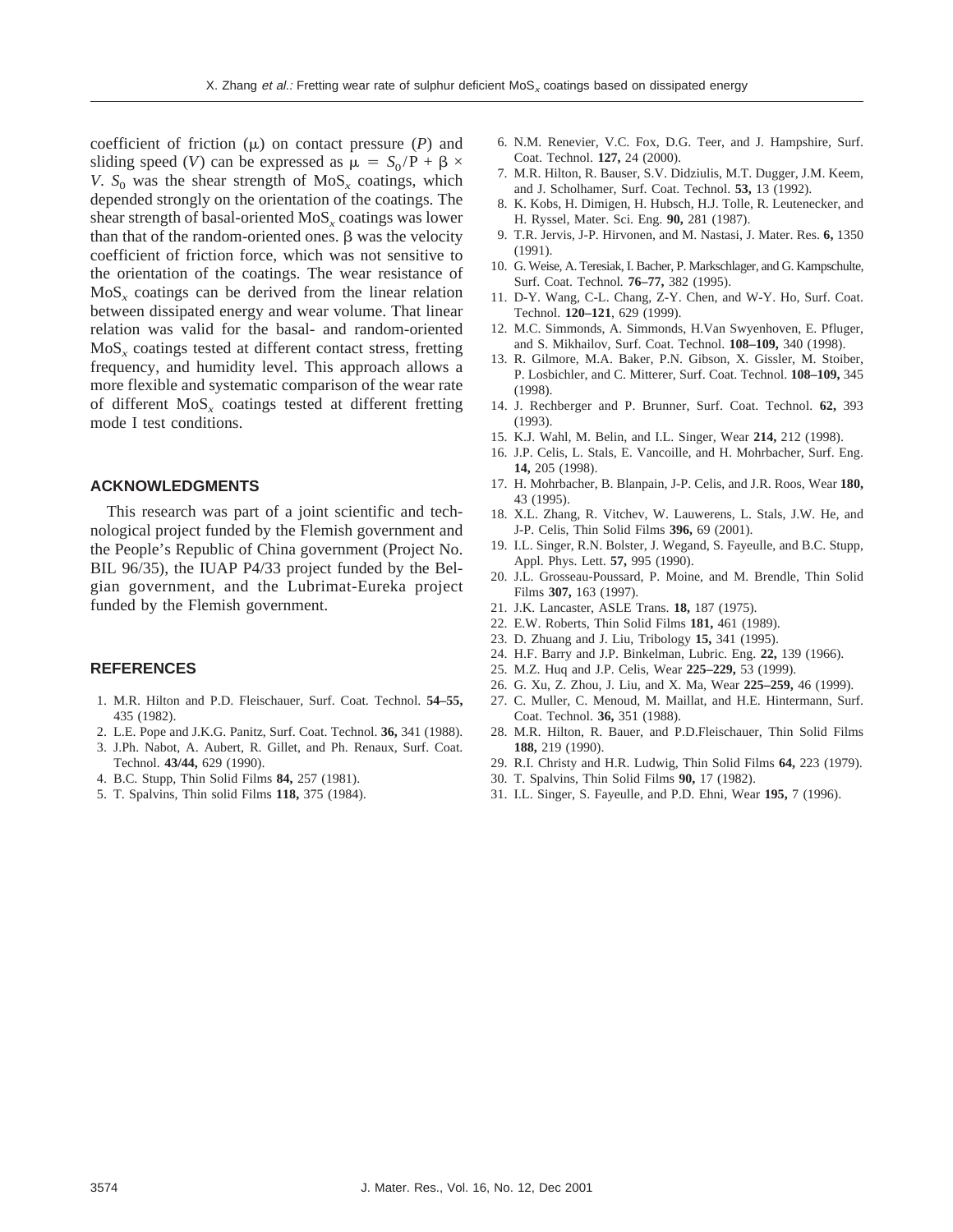coefficient of friction ($\mu$) on contact pressure ($P$) and sliding speed ($V$) can be expressed as $\mu = S_0/P + \beta \times V$. $S_0$ was the shear strength of $MoS_x$ coatings, which depended strongly on the orientation of the coatings. The shear strength of basal-oriented $MoS_x$ coatings was lower than that of the random-oriented ones. $\beta$ was the velocity coefficient of friction force, which was not sensitive to the orientation of the coatings. The wear resistance of $MoS_x$ coatings can be derived from the linear relation between dissipated energy and wear volume. That linear relation was valid for the basal- and random-oriented $MoS_x$ coatings tested at different contact stress, fretting frequency, and humidity level. This approach allows a more flexible and systematic comparison of the wear rate of different $MoS_x$ coatings tested at different fretting mode I test conditions.

## ACKNOWLEDGMENTS

This research was part of a joint scientific and technological project funded by the Flemish government and the People's Republic of China government (Project No. BIL 96/35), the IUAP P4/33 project funded by the Belgian government, and the Lubrimat-Eureka project funded by the Flemish government.

## REFERENCES

1. M.R. Hilton and P.D. Fleischauer, Surf. Coat. Technol. **54–55,** 435 (1982).
2. L.E. Pope and J.K.G. Panitz, Surf. Coat. Technol. **36,** 341 (1988).
3. J.Ph. Nabot, A. Aubert, R. Gillet, and Ph. Renaux, Surf. Coat. Technol. **43/44,** 629 (1990).
4. B.C. Stupp, Thin Solid Films **84,** 257 (1981).
5. T. Spalvins, Thin solid Films **118,** 375 (1984).
6. N.M. Renevier, V.C. Fox, D.G. Teer, and J. Hampshire, Surf. Coat. Technol. **127,** 24 (2000).
7. M.R. Hilton, R. Bauser, S.V. Didziulis, M.T. Dugger, J.M. Keem, and J. Scholhamer, Surf. Coat. Technol. **53,** 13 (1992).
8. K. Kobs, H. Dimigen, H. Hubsch, H.J. Tolle, R. Leutenecker, and H. Ryssel, Mater. Sci. Eng. **90,** 281 (1987).
9. T.R. Jervis, J-P. Hirvonen, and M. Nastasi, J. Mater. Res. **6,** 1350 (1991).
10. G. Weise, A. Teresiak, I. Bacher, P. Markschlager, and G. Kampschulte, Surf. Coat. Technol. **76–77,** 382 (1995).
11. D-Y. Wang, C-L. Chang, Z-Y. Chen, and W-Y. Ho, Surf. Coat. Technol. **120–121**, 629 (1999).
12. M.C. Simmonds, A. Simmonds, H.Van Swyenhoven, E. Pfluger, and S. Mikhailov, Surf. Coat. Technol. **108–109,** 340 (1998).
13. R. Gilmore, M.A. Baker, P.N. Gibson, X. Gissler, M. Stoiber, P. Losbichler, and C. Mitterer, Surf. Coat. Technol. **108–109,** 345 (1998).
14. J. Rechberger and P. Brunner, Surf. Coat. Technol. **62,** 393 (1993).
15. K.J. Wahl, M. Belin, and I.L. Singer, Wear **214,** 212 (1998).
16. J.P. Celis, L. Stals, E. Vancoille, and H. Mohrbacher, Surf. Eng. **14,** 205 (1998).
17. H. Mohrbacher, B. Blanpain, J-P. Celis, and J.R. Roos, Wear **180,** 43 (1995).
18. X.L. Zhang, R. Vitchev, W. Lauwerens, L. Stals, J.W. He, and J-P. Celis, Thin Solid Films **396,** 69 (2001).
19. I.L. Singer, R.N. Bolster, J. Wegand, S. Fayeulle, and B.C. Stupp, Appl. Phys. Lett. **57,** 995 (1990).
20. J.L. Grosseau-Poussard, P. Moine, and M. Brendle, Thin Solid Films **307,** 163 (1997).
21. J.K. Lancaster, ASLE Trans. **18,** 187 (1975).
22. E.W. Roberts, Thin Solid Films **181,** 461 (1989).
23. D. Zhuang and J. Liu, Tribology **15,** 341 (1995).
24. H.F. Barry and J.P. Binkelman, Lubric. Eng. **22,** 139 (1966).
25. M.Z. Huq and J.P. Celis, Wear **225–229,** 53 (1999).
26. G. Xu, Z. Zhou, J. Liu, and X. Ma, Wear **225–259,** 46 (1999).
27. C. Muller, C. Menoud, M. Maillat, and H.E. Hintermann, Surf. Coat. Technol. **36,** 351 (1988).
28. M.R. Hilton, R. Bauer, and P.D.Fleischauer, Thin Solid Films **188,** 219 (1990).
29. R.I. Christy and H.R. Ludwig, Thin Solid Films **64,** 223 (1979).
30. T. Spalvins, Thin Solid Films **90,** 17 (1982).
31. I.L. Singer, S. Fayeulle, and P.D. Ehni, Wear **195,** 7 (1996).